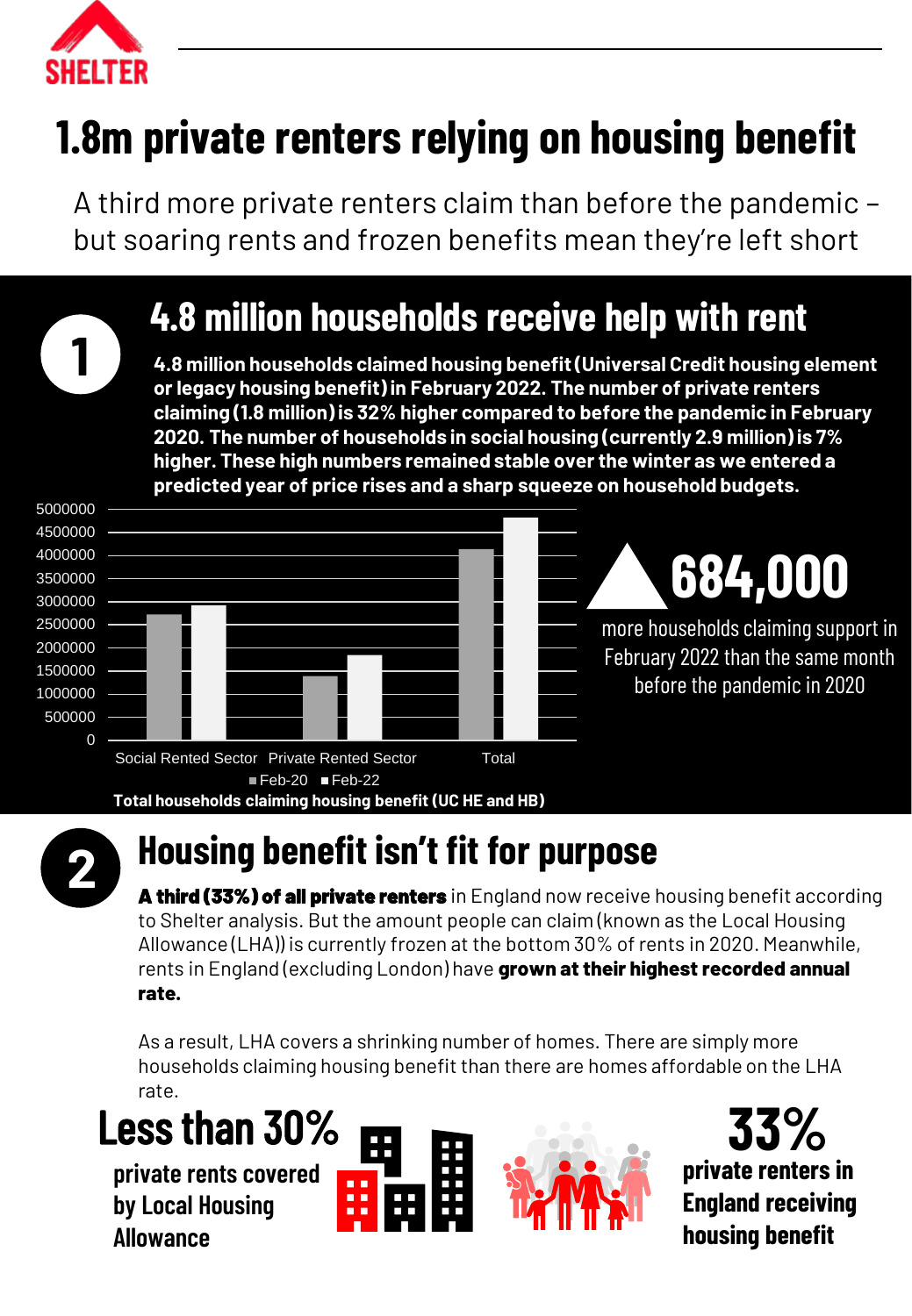SHELTER

# 1.8m private renters relying on housing benefit

A third more private renters claim than before the pandemic – but soaring rents and frozen benefits mean they're left short

## 1

## 4.8 million households receive help with rent

**4.8 million households claimed housing benefit (Universal Credit housing element or legacy housing benefit) in February 2022. The number of private renters claiming (1.8 million) is 32% higher compared to before the pandemic in February 2020. The number of households in social housing (currently 2.9 million) is 7% higher. These high numbers remained stable over the winter as we entered a predicted year of price rises and a sharp squeeze on household budgets.**

| | Feb-20 | Feb-22 |
|---|---|---|
| Social Rented Sector | ~2,700,000 | ~2,900,000 |
| Private Rented Sector | ~1,400,000 | ~1,800,000 |
| Total | ~4,100,000 | ~4,800,000 |

**Total households claiming housing benefit (UC HE and HB)**

**684,000**

more households claiming support in February 2022 than the same month before the pandemic in 2020

## 2

## Housing benefit isn't fit for purpose

**A third (33%) of all private renters** in England now receive housing benefit according to Shelter analysis. But the amount people can claim (known as the Local Housing Allowance (LHA)) is currently frozen at the bottom 30% of rents in 2020. Meanwhile, rents in England (excluding London) have **grown at their highest recorded annual rate.**

As a result, LHA covers a shrinking number of homes. There are simply more households claiming housing benefit than there are homes affordable on the LHA rate.

**Less than 30%**

private rents covered by Local Housing Allowance

**33%**

private renters in England receiving housing benefit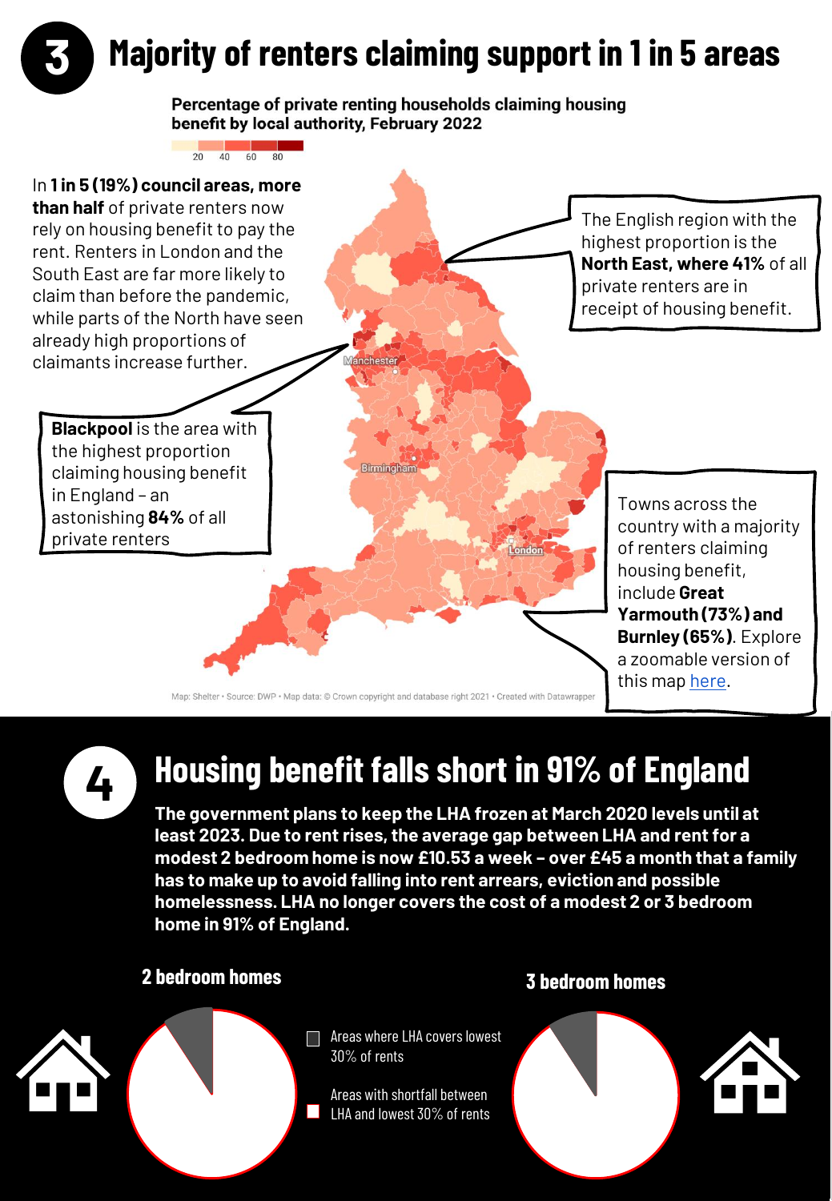# 3 Majority of renters claiming support in 1 in 5 areas

**Percentage of private renting households claiming housing benefit by local authority, February 2022**

20 40 60 80

In **1 in 5 (19%) council areas, more than half** of private renters now rely on housing benefit to pay the rent. Renters in London and the South East are far more likely to claim than before the pandemic, while parts of the North have seen already high proportions of claimants increase further.

The English region with the highest proportion is the **North East, where 41%** of all private renters are in receipt of housing benefit.

**Blackpool** is the area with the highest proportion claiming housing benefit in England – an astonishing **84%** of all private renters

Towns across the country with a majority of renters claiming housing benefit, include **Great Yarmouth (73%) and Burnley (65%)**. Explore a zoomable version of this map here.

Manchester

Birmingham

London

Map: Shelter • Source: DWP • Map data: © Crown copyright and database right 2021 • Created with Datawrapper

# 4 Housing benefit falls short in 91% of England

**The government plans to keep the LHA frozen at March 2020 levels until at least 2023. Due to rent rises, the average gap between LHA and rent for a modest 2 bedroom home is now £10.53 a week – over £45 a month that a family has to make up to avoid falling into rent arrears, eviction and possible homelessness. LHA no longer covers the cost of a modest 2 or 3 bedroom home in 91% of England.**

## 2 bedroom homes

## 3 bedroom homes

- Areas where LHA covers lowest 30% of rents
- Areas with shortfall between LHA and lowest 30% of rents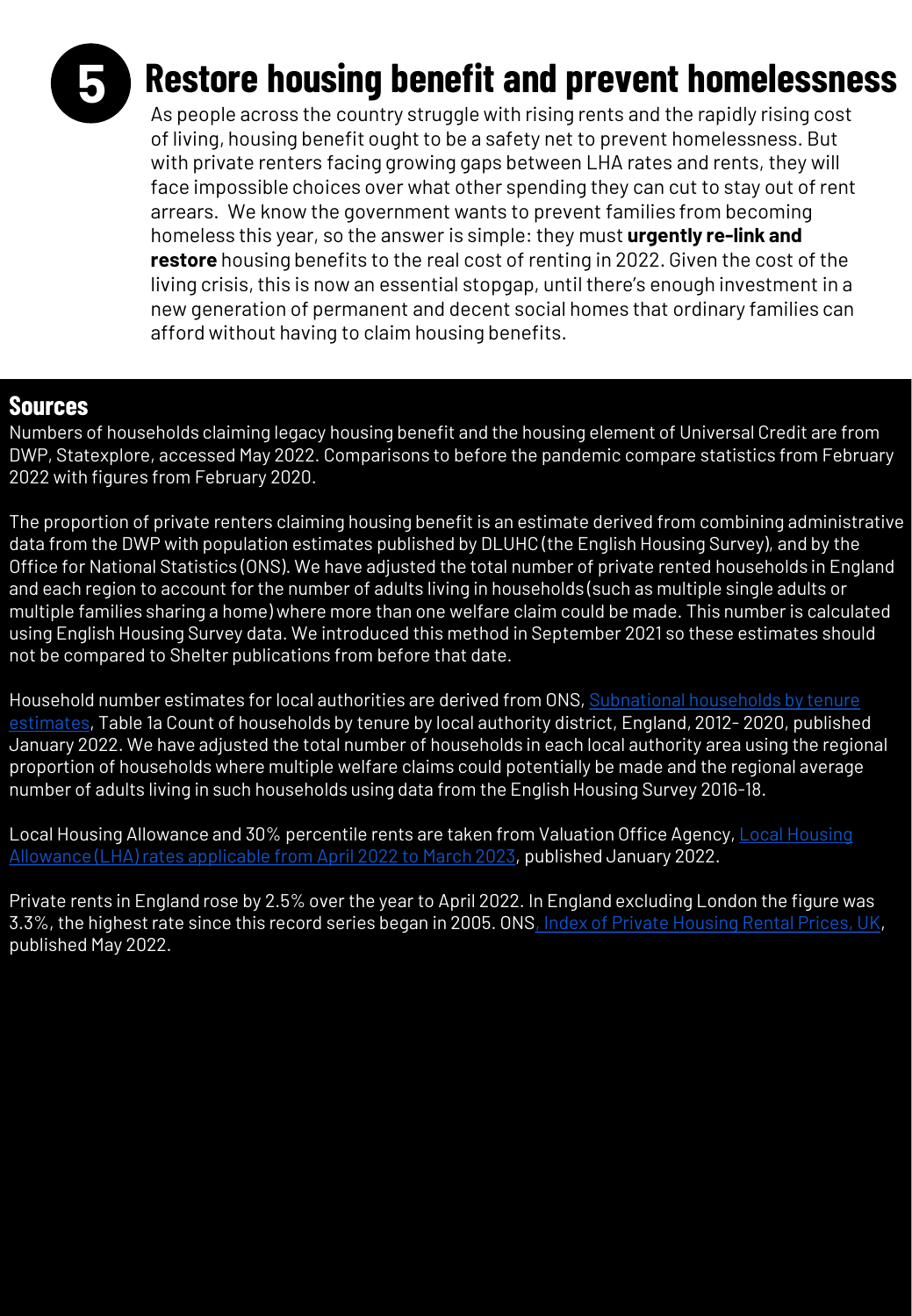# 5 Restore housing benefit and prevent homelessness

As people across the country struggle with rising rents and the rapidly rising cost of living, housing benefit ought to be a safety net to prevent homelessness. But with private renters facing growing gaps between LHA rates and rents, they will face impossible choices over what other spending they can cut to stay out of rent arrears. We know the government wants to prevent families from becoming homeless this year, so the answer is simple: they must **urgently re-link and restore** housing benefits to the real cost of renting in 2022. Given the cost of the living crisis, this is now an essential stopgap, until there's enough investment in a new generation of permanent and decent social homes that ordinary families can afford without having to claim housing benefits.

## Sources

Numbers of households claiming legacy housing benefit and the housing element of Universal Credit are from DWP, Statexplore, accessed May 2022. Comparisons to before the pandemic compare statistics from February 2022 with figures from February 2020.

The proportion of private renters claiming housing benefit is an estimate derived from combining administrative data from the DWP with population estimates published by DLUHC (the English Housing Survey), and by the Office for National Statistics (ONS). We have adjusted the total number of private rented households in England and each region to account for the number of adults living in households (such as multiple single adults or multiple families sharing a home) where more than one welfare claim could be made. This number is calculated using English Housing Survey data. We introduced this method in September 2021 so these estimates should not be compared to Shelter publications from before that date.

Household number estimates for local authorities are derived from ONS, Subnational households by tenure estimates, Table 1a Count of households by tenure by local authority district, England, 2012- 2020, published January 2022. We have adjusted the total number of households in each local authority area using the regional proportion of households where multiple welfare claims could potentially be made and the regional average number of adults living in such households using data from the English Housing Survey 2016-18.

Local Housing Allowance and 30% percentile rents are taken from Valuation Office Agency, Local Housing Allowance (LHA) rates applicable from April 2022 to March 2023, published January 2022.

Private rents in England rose by 2.5% over the year to April 2022. In England excluding London the figure was 3.3%, the highest rate since this record series began in 2005. ONS, Index of Private Housing Rental Prices, UK, published May 2022.